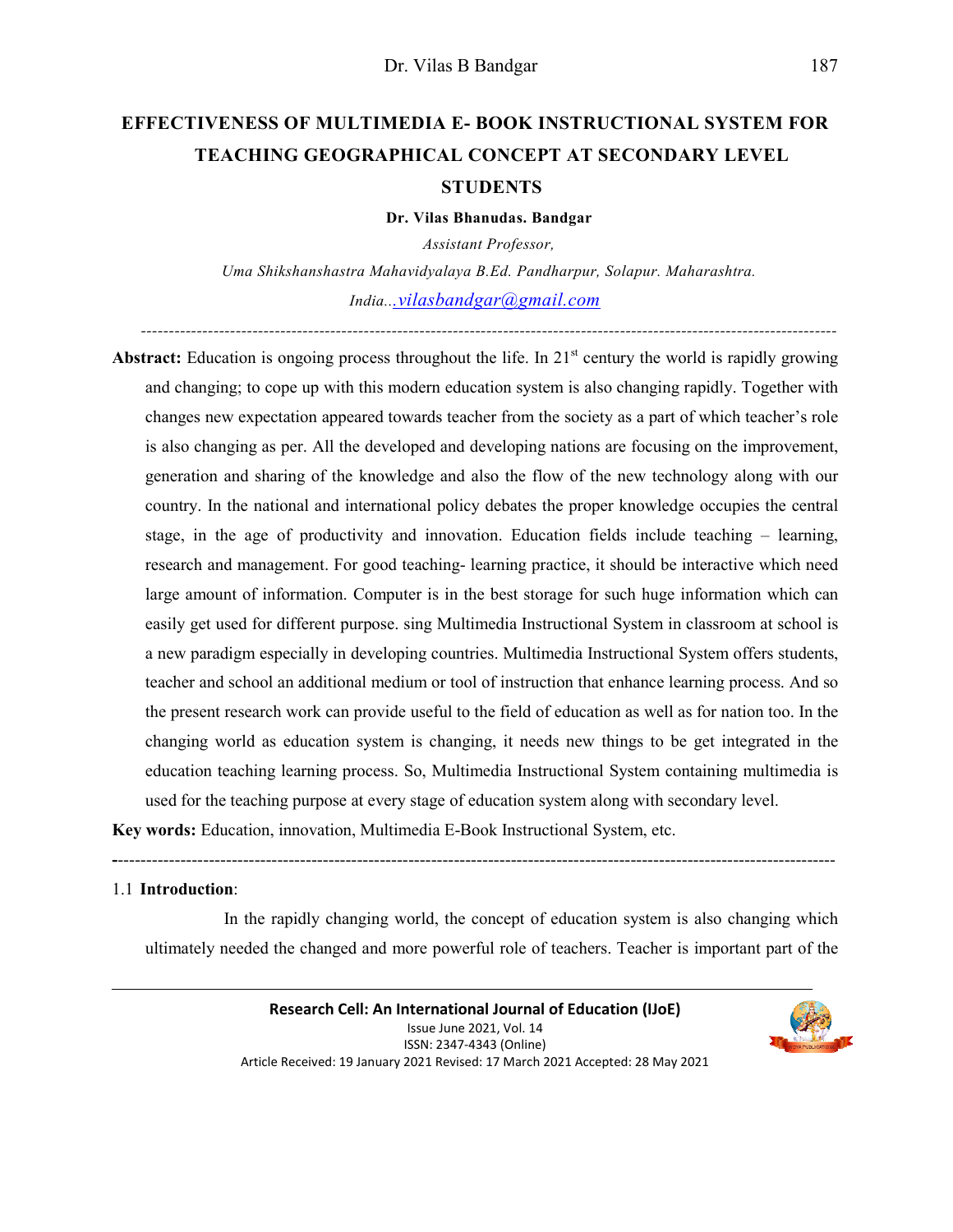# EFFECTIVENESS OF MULTIMEDIA E- BOOK INSTRUCTIONAL SYSTEM FOR TEACHING GEOGRAPHICAL CONCEPT AT SECONDARY LEVEL STUDENTS

**Dr. Vilas Bhanudas. Bandgar**

*Assistant Professor,*

*Uma Shikshanshastra Mahavidyalaya B.Ed. Pandharpur, Solapur. Maharashtra. India...vilasbandgar@gmail.com*

---

**Abstract:** Education is ongoing process throughout the life. In 21[st] century the world is rapidly growing and changing; to cope up with this modern education system is also changing rapidly. Together with changes new expectation appeared towards teacher from the society as a part of which teacher's role is also changing as per. All the developed and developing nations are focusing on the improvement, generation and sharing of the knowledge and also the flow of the new technology along with our country. In the national and international policy debates the proper knowledge occupies the central stage, in the age of productivity and innovation. Education fields include teaching – learning, research and management. For good teaching- learning practice, it should be interactive which need large amount of information. Computer is in the best storage for such huge information which can easily get used for different purpose. sing Multimedia Instructional System in classroom at school is a new paradigm especially in developing countries. Multimedia Instructional System offers students, teacher and school an additional medium or tool of instruction that enhance learning process. And so the present research work can provide useful to the field of education as well as for nation too. In the changing world as education system is changing, it needs new things to be get integrated in the education teaching learning process. So, Multimedia Instructional System containing multimedia is used for the teaching purpose at every stage of education system along with secondary level.

**Key words:** Education, innovation, Multimedia E-Book Instructional System, etc.

---

## 1.1 Introduction:

In the rapidly changing world, the concept of education system is also changing which ultimately needed the changed and more powerful role of teachers. Teacher is important part of the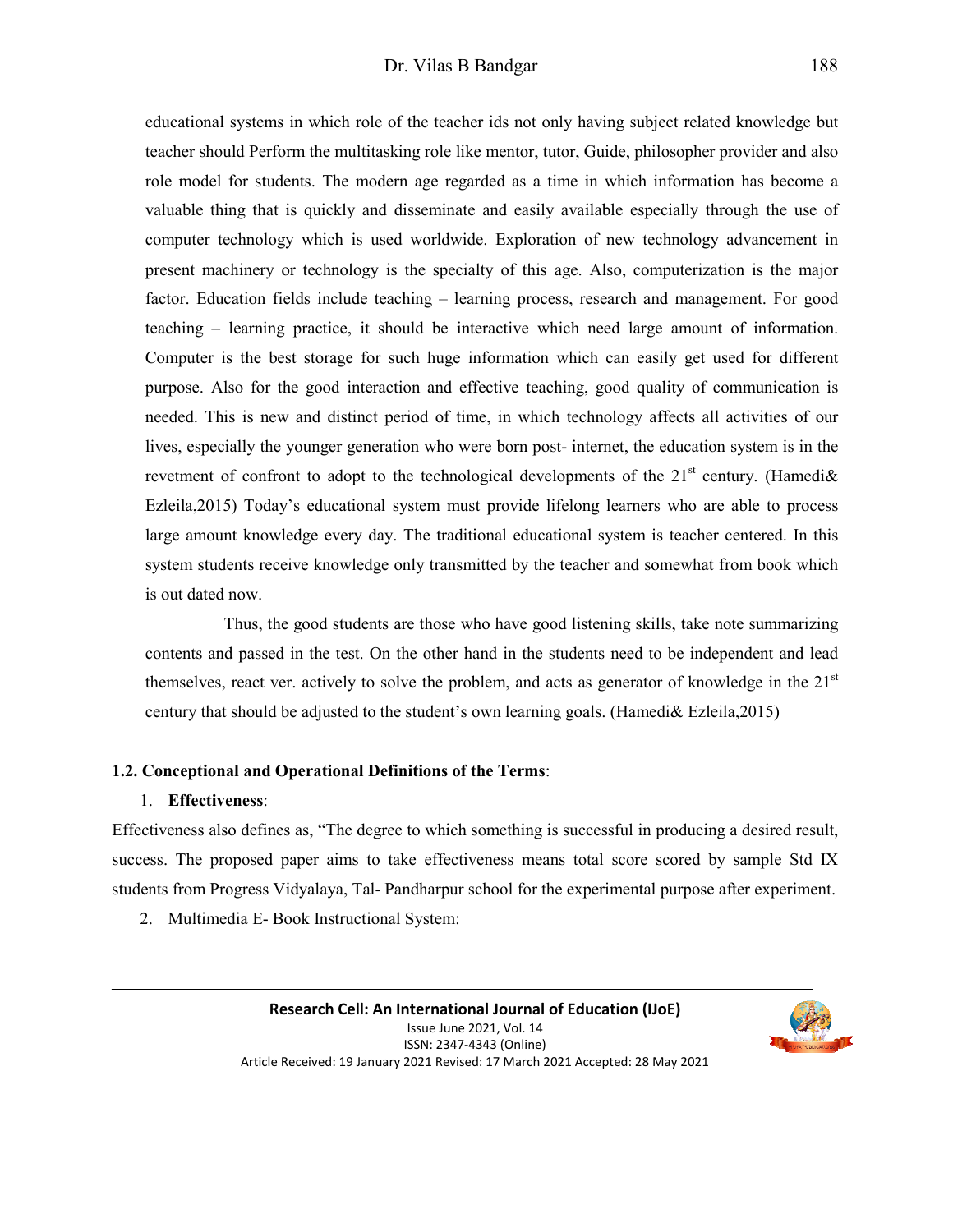educational systems in which role of the teacher ids not only having subject related knowledge but teacher should Perform the multitasking role like mentor, tutor, Guide, philosopher provider and also role model for students. The modern age regarded as a time in which information has become a valuable thing that is quickly and disseminate and easily available especially through the use of computer technology which is used worldwide. Exploration of new technology advancement in present machinery or technology is the specialty of this age. Also, computerization is the major factor. Education fields include teaching – learning process, research and management. For good teaching – learning practice, it should be interactive which need large amount of information. Computer is the best storage for such huge information which can easily get used for different purpose. Also for the good interaction and effective teaching, good quality of communication is needed. This is new and distinct period of time, in which technology affects all activities of our lives, especially the younger generation who were born post- internet, the education system is in the revetment of confront to adopt to the technological developments of the 21st century. (Hamedi& Ezleila,2015) Today's educational system must provide lifelong learners who are able to process large amount knowledge every day. The traditional educational system is teacher centered. In this system students receive knowledge only transmitted by the teacher and somewhat from book which is out dated now.

Thus, the good students are those who have good listening skills, take note summarizing contents and passed in the test. On the other hand in the students need to be independent and lead themselves, react ver. actively to solve the problem, and acts as generator of knowledge in the 21st century that should be adjusted to the student's own learning goals. (Hamedi& Ezleila,2015)

### 1.2. Conceptional and Operational Definitions of the Terms:

1. **Effectiveness**:

Effectiveness also defines as, "The degree to which something is successful in producing a desired result, success. The proposed paper aims to take effectiveness means total score scored by sample Std IX students from Progress Vidyalaya, Tal- Pandharpur school for the experimental purpose after experiment.

2. Multimedia E- Book Instructional System: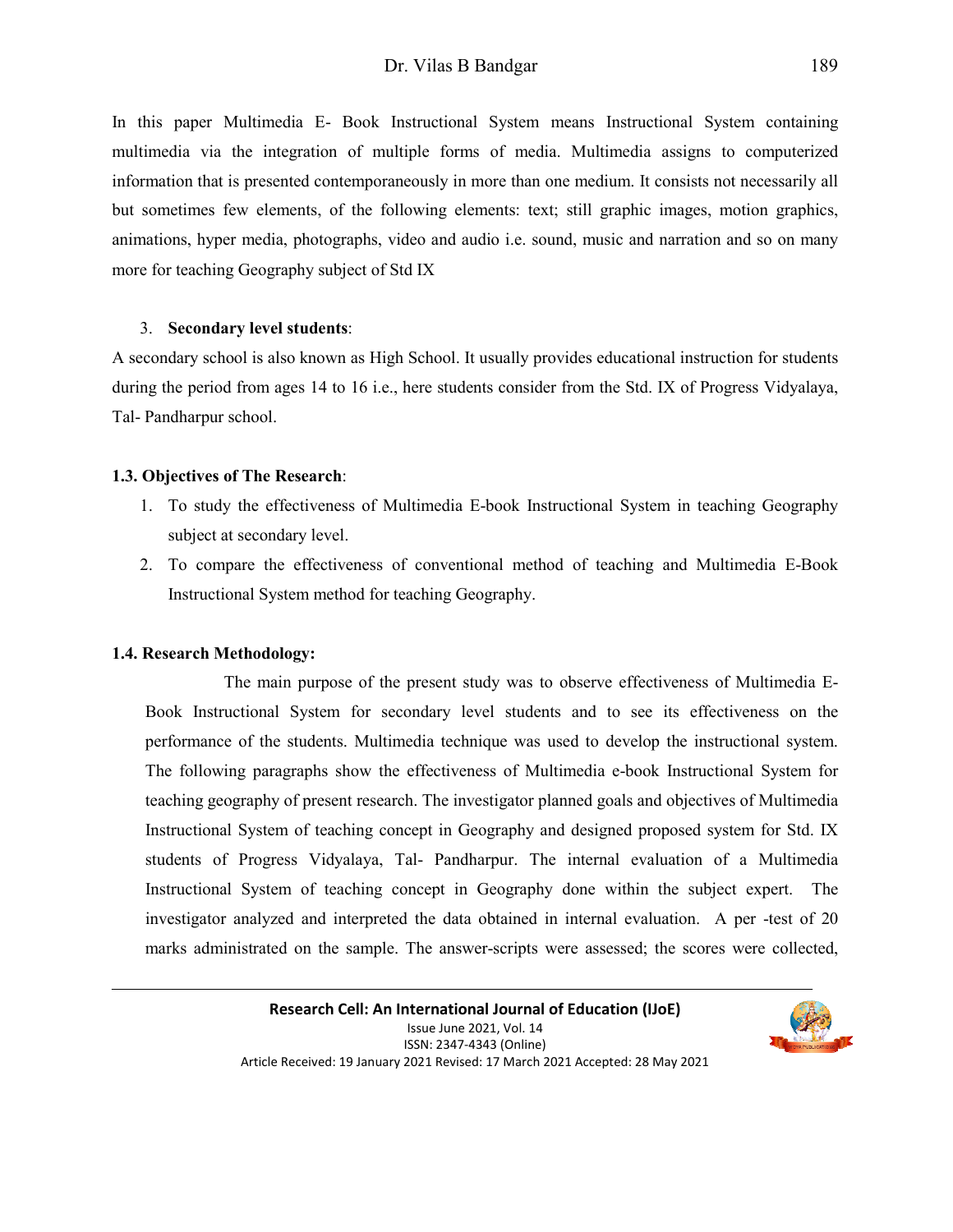In this paper Multimedia E- Book Instructional System means Instructional System containing multimedia via the integration of multiple forms of media. Multimedia assigns to computerized information that is presented contemporaneously in more than one medium. It consists not necessarily all but sometimes few elements, of the following elements: text; still graphic images, motion graphics, animations, hyper media, photographs, video and audio i.e. sound, music and narration and so on many more for teaching Geography subject of Std IX

3. **Secondary level students**:

A secondary school is also known as High School. It usually provides educational instruction for students during the period from ages 14 to 16 i.e., here students consider from the Std. IX of Progress Vidyalaya, Tal- Pandharpur school.

### 1.3. Objectives of The Research:

1. To study the effectiveness of Multimedia E-book Instructional System in teaching Geography subject at secondary level.
2. To compare the effectiveness of conventional method of teaching and Multimedia E-Book Instructional System method for teaching Geography.

### 1.4. Research Methodology:

The main purpose of the present study was to observe effectiveness of Multimedia E-Book Instructional System for secondary level students and to see its effectiveness on the performance of the students. Multimedia technique was used to develop the instructional system. The following paragraphs show the effectiveness of Multimedia e-book Instructional System for teaching geography of present research. The investigator planned goals and objectives of Multimedia Instructional System of teaching concept in Geography and designed proposed system for Std. IX students of Progress Vidyalaya, Tal- Pandharpur. The internal evaluation of a Multimedia Instructional System of teaching concept in Geography done within the subject expert. The investigator analyzed and interpreted the data obtained in internal evaluation. A per -test of 20 marks administrated on the sample. The answer-scripts were assessed; the scores were collected,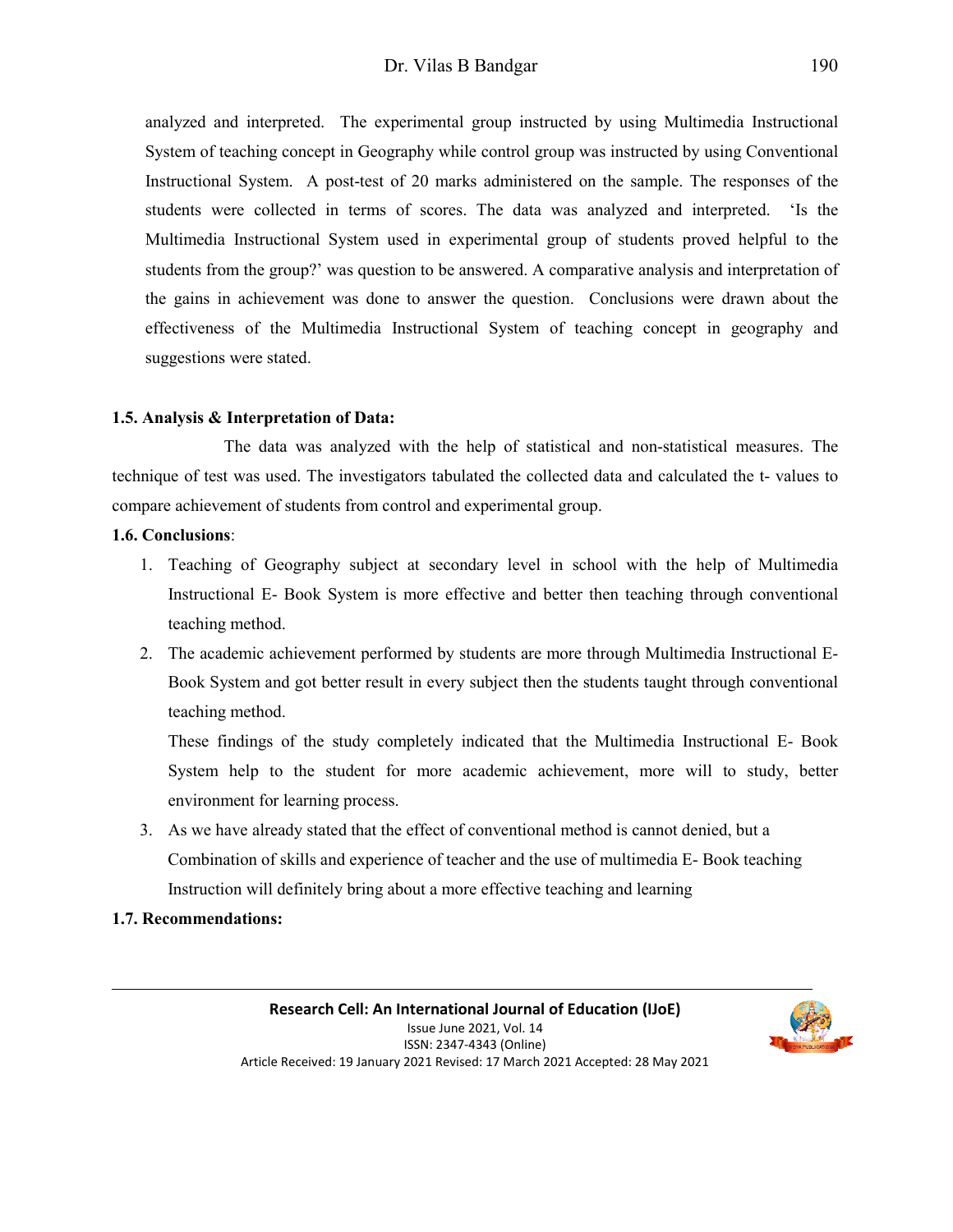analyzed and interpreted. The experimental group instructed by using Multimedia Instructional System of teaching concept in Geography while control group was instructed by using Conventional Instructional System. A post-test of 20 marks administered on the sample. The responses of the students were collected in terms of scores. The data was analyzed and interpreted. 'Is the Multimedia Instructional System used in experimental group of students proved helpful to the students from the group?' was question to be answered. A comparative analysis and interpretation of the gains in achievement was done to answer the question. Conclusions were drawn about the effectiveness of the Multimedia Instructional System of teaching concept in geography and suggestions were stated.

**1.5. Analysis & Interpretation of Data:**

The data was analyzed with the help of statistical and non-statistical measures. The technique of test was used. The investigators tabulated the collected data and calculated the t- values to compare achievement of students from control and experimental group.

**1.6. Conclusions**:

1. Teaching of Geography subject at secondary level in school with the help of Multimedia Instructional E- Book System is more effective and better then teaching through conventional teaching method.
2. The academic achievement performed by students are more through Multimedia Instructional E-Book System and got better result in every subject then the students taught through conventional teaching method.

   These findings of the study completely indicated that the Multimedia Instructional E- Book System help to the student for more academic achievement, more will to study, better environment for learning process.

3. As we have already stated that the effect of conventional method is cannot denied, but a Combination of skills and experience of teacher and the use of multimedia E- Book teaching Instruction will definitely bring about a more effective teaching and learning

**1.7. Recommendations:**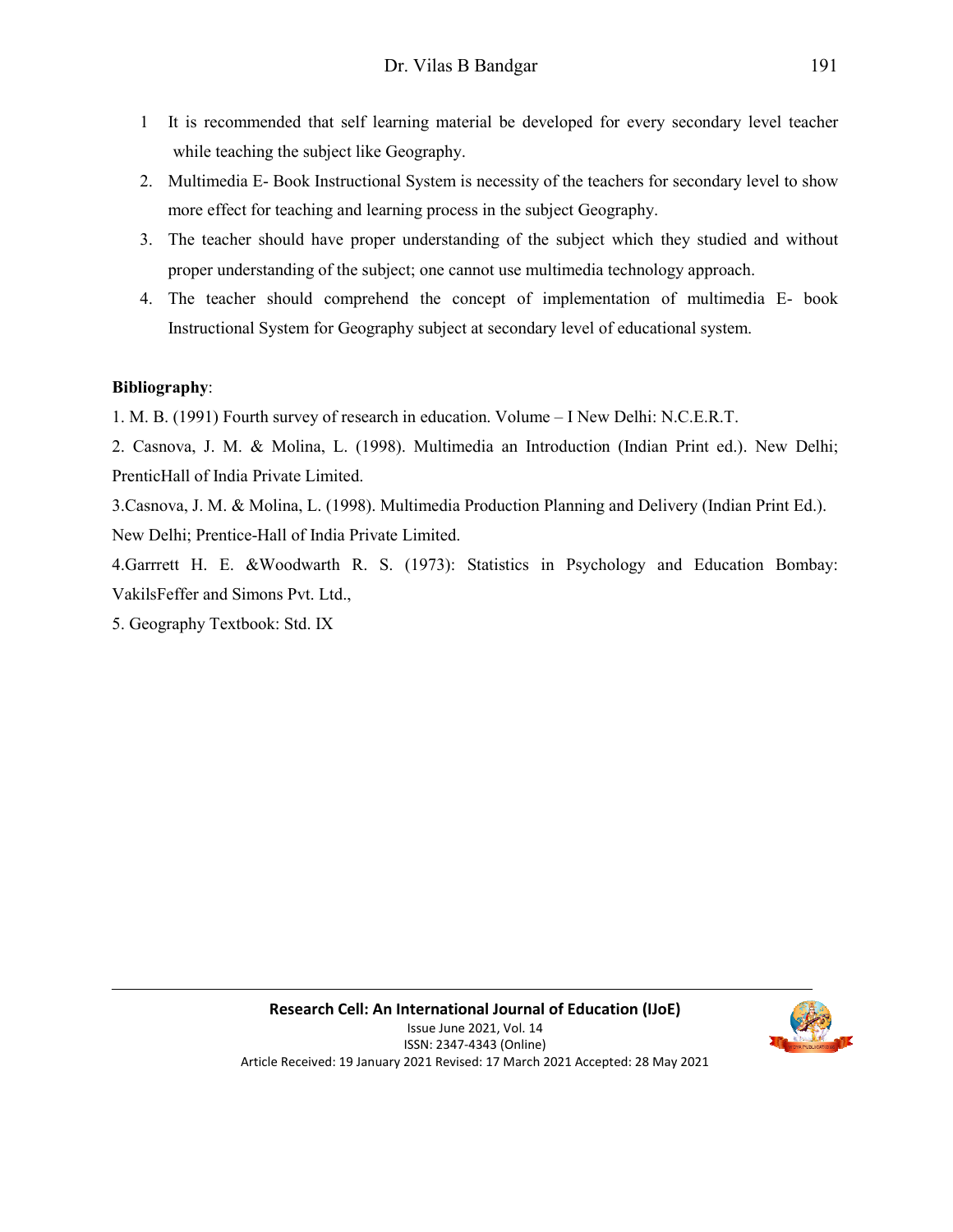1. It is recommended that self learning material be developed for every secondary level teacher while teaching the subject like Geography.
2. Multimedia E- Book Instructional System is necessity of the teachers for secondary level to show more effect for teaching and learning process in the subject Geography.
3. The teacher should have proper understanding of the subject which they studied and without proper understanding of the subject; one cannot use multimedia technology approach.
4. The teacher should comprehend the concept of implementation of multimedia E- book Instructional System for Geography subject at secondary level of educational system.

**Bibliography**:

1. M. B. (1991) Fourth survey of research in education. Volume – I New Delhi: N.C.E.R.T.

2. Casnova, J. M. & Molina, L. (1998). Multimedia an Introduction (Indian Print ed.). New Delhi; PrenticHall of India Private Limited.

3.Casnova, J. M. & Molina, L. (1998). Multimedia Production Planning and Delivery (Indian Print Ed.). New Delhi; Prentice-Hall of India Private Limited.

4.Garrrett H. E. &Woodwarth R. S. (1973): Statistics in Psychology and Education Bombay: VakilsFeffer and Simons Pvt. Ltd.,

5. Geography Textbook: Std. IX